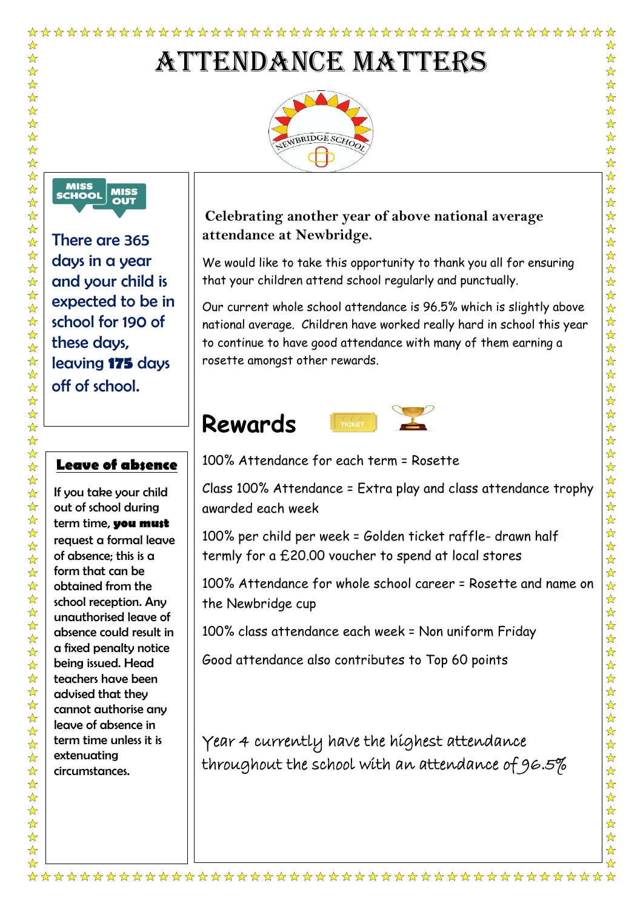# ATTENDANCE MATTERS

NEWBRIDGE SCHOOL

MISS SCHOOL MISS OUT

There are 365 days in a year and your child is expected to be in school for 190 of these days, leaving **175** days off of school.

**Leave of absence**

If you take your child out of school during term time, **you must** request a formal leave of absence; this is a form that can be obtained from the school reception. Any unauthorised leave of absence could result in a fixed penalty notice being issued. Head teachers have been advised that they cannot authorise any leave of absence in term time unless it is extenuating circumstances.

**Celebrating another year of above national average attendance at Newbridge.**

We would like to take this opportunity to thank you all for ensuring that your children attend school regularly and punctually.

Our current whole school attendance is 96.5% which is slightly above national average. Children have worked really hard in school this year to continue to have good attendance with many of them earning a rosette amongst other rewards.

## Rewards

100% Attendance for each term = Rosette

Class 100% Attendance = Extra play and class attendance trophy awarded each week

100% per child per week = Golden ticket raffle- drawn half termly for a £20.00 voucher to spend at local stores

100% Attendance for whole school career = Rosette and name on the Newbridge cup

100% class attendance each week = Non uniform Friday

Good attendance also contributes to Top 60 points

Year 4 currently have the highest attendance throughout the school with an attendance of 96.5%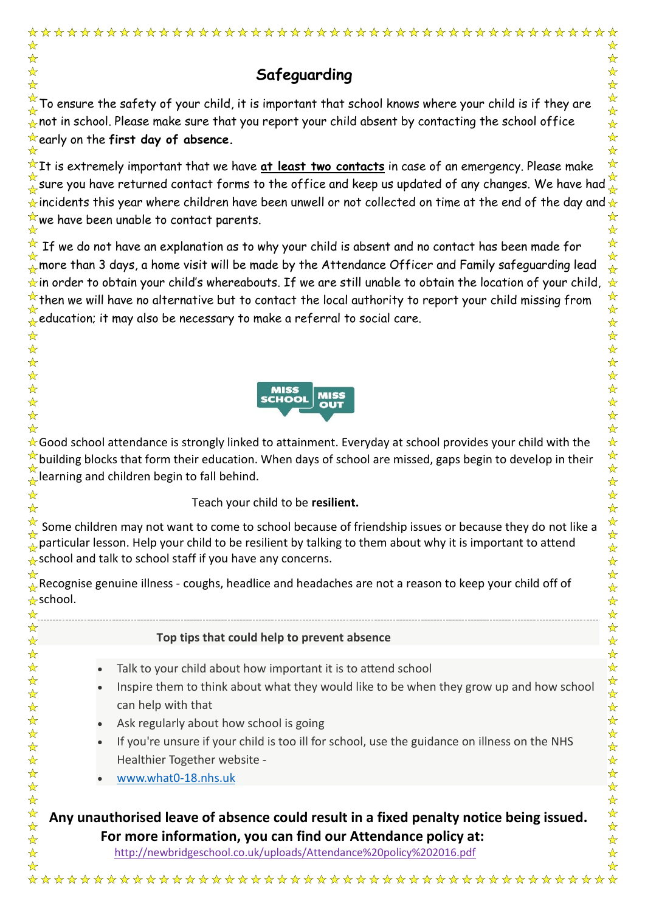## Safeguarding

To ensure the safety of your child, it is important that school knows where your child is if they are not in school. Please make sure that you report your child absent by contacting the school office early on the **first day of absence.**

It is extremely important that we have **at least two contacts** in case of an emergency. Please make sure you have returned contact forms to the office and keep us updated of any changes. We have had incidents this year where children have been unwell or not collected on time at the end of the day and we have been unable to contact parents.

If we do not have an explanation as to why your child is absent and no contact has been made for more than 3 days, a home visit will be made by the Attendance Officer and Family safeguarding lead in order to obtain your child's whereabouts. If we are still unable to obtain the location of your child, then we will have no alternative but to contact the local authority to report your child missing from education; it may also be necessary to make a referral to social care.

MISS SCHOOL MISS OUT

Good school attendance is strongly linked to attainment. Everyday at school provides your child with the building blocks that form their education. When days of school are missed, gaps begin to develop in their learning and children begin to fall behind.

Teach your child to be **resilient.**

Some children may not want to come to school because of friendship issues or because they do not like a particular lesson. Help your child to be resilient by talking to them about why it is important to attend school and talk to school staff if you have any concerns.

Recognise genuine illness - coughs, headlice and headaches are not a reason to keep your child off of school.

**Top tips that could help to prevent absence**

- Talk to your child about how important it is to attend school
- Inspire them to think about what they would like to be when they grow up and how school can help with that
- Ask regularly about how school is going
- If you're unsure if your child is too ill for school, use the guidance on illness on the NHS Healthier Together website -
- www.what0-18.nhs.uk

**Any unauthorised leave of absence could result in a fixed penalty notice being issued. For more information, you can find our Attendance policy at:**

http://newbridgeschool.co.uk/uploads/Attendance%20policy%202016.pdf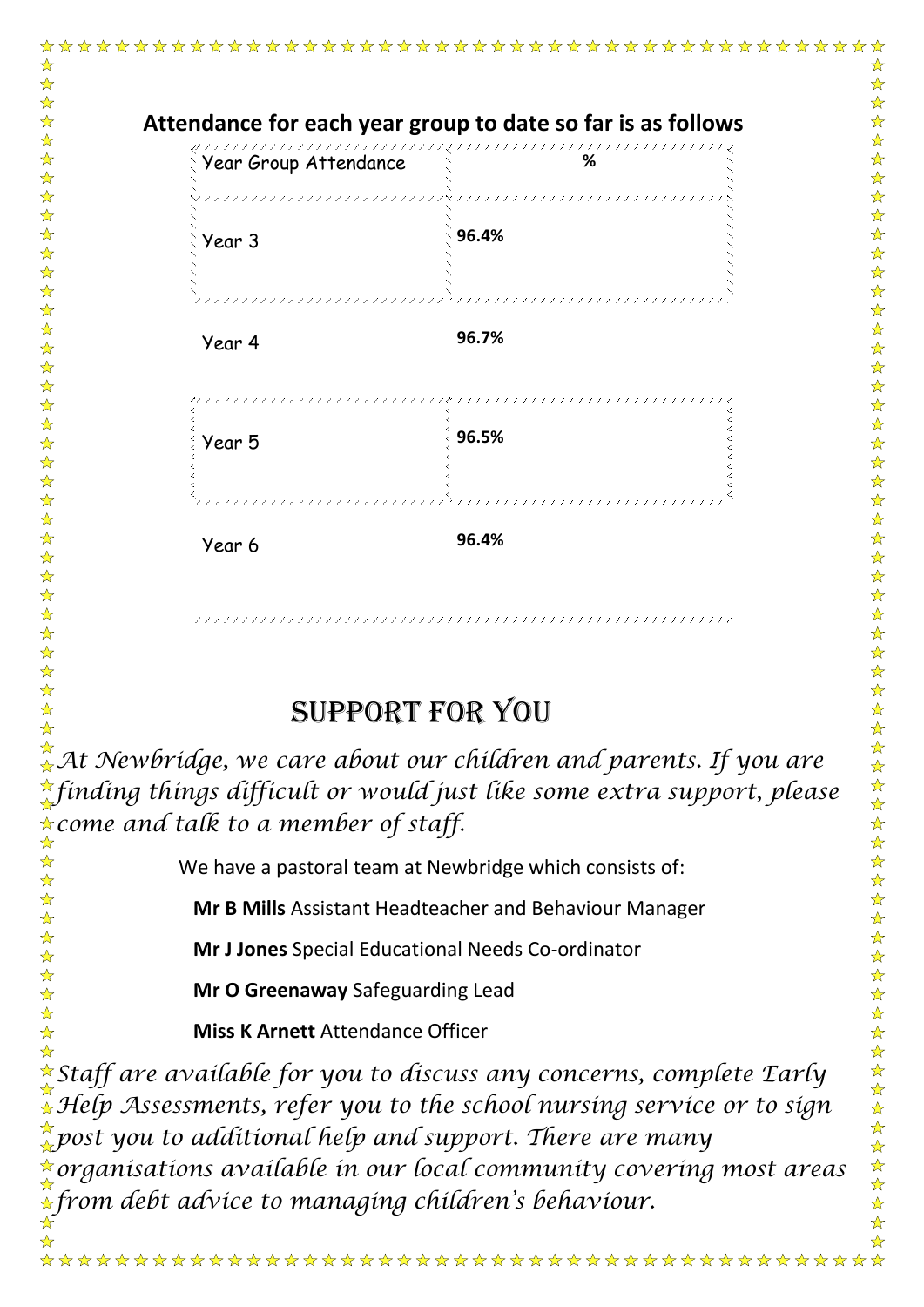## Attendance for each year group to date so far is as follows

| Year Group Attendance | % |
| --- | --- |
| Year 3 | **96.4%** |
| Year 4 | **96.7%** |
| Year 5 | **96.5%** |
| Year 6 | **96.4%** |

## SUPPORT FOR YOU

*At Newbridge, we care about our children and parents. If you are finding things difficult or would just like some extra support, please come and talk to a member of staff.*

We have a pastoral team at Newbridge which consists of:

**Mr B Mills** Assistant Headteacher and Behaviour Manager

**Mr J Jones** Special Educational Needs Co-ordinator

**Mr O Greenaway** Safeguarding Lead

**Miss K Arnett** Attendance Officer

*Staff are available for you to discuss any concerns, complete Early Help Assessments, refer you to the school nursing service or to sign post you to additional help and support. There are many organisations available in our local community covering most areas from debt advice to managing children's behaviour.*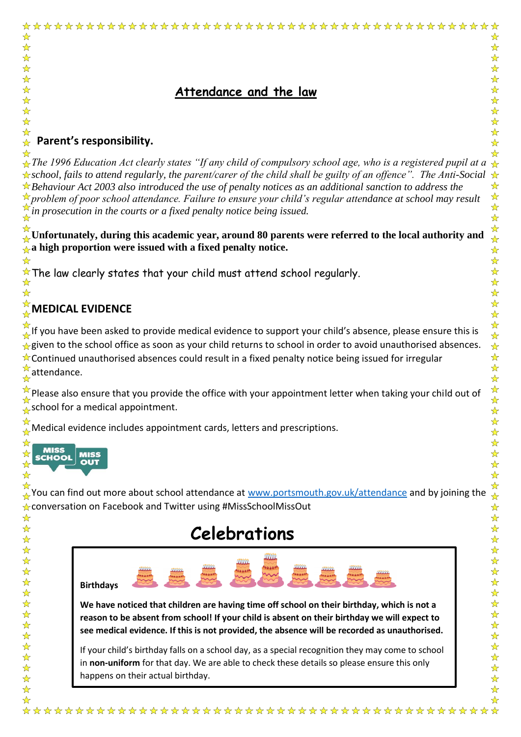# Attendance and the law

## Parent's responsibility.

*The 1996 Education Act clearly states "If any child of compulsory school age, who is a registered pupil at a school, fails to attend regularly, the parent/carer of the child shall be guilty of an offence". The Anti-Social Behaviour Act 2003 also introduced the use of penalty notices as an additional sanction to address the problem of poor school attendance. Failure to ensure your child's regular attendance at school may result in prosecution in the courts or a fixed penalty notice being issued.*

**Unfortunately, during this academic year, around 80 parents were referred to the local authority and a high proportion were issued with a fixed penalty notice.**

The law clearly states that your child must attend school regularly.

## MEDICAL EVIDENCE

If you have been asked to provide medical evidence to support your child's absence, please ensure this is given to the school office as soon as your child returns to school in order to avoid unauthorised absences. Continued unauthorised absences could result in a fixed penalty notice being issued for irregular attendance.

Please also ensure that you provide the office with your appointment letter when taking your child out of school for a medical appointment.

Medical evidence includes appointment cards, letters and prescriptions.

MISS SCHOOL MISS OUT

You can find out more about school attendance at www.portsmouth.gov.uk/attendance and by joining the conversation on Facebook and Twitter using #MissSchoolMissOut

# Celebrations

**Birthdays**

**We have noticed that children are having time off school on their birthday, which is not a reason to be absent from school! If your child is absent on their birthday we will expect to see medical evidence. If this is not provided, the absence will be recorded as unauthorised.**

If your child's birthday falls on a school day, as a special recognition they may come to school in **non-uniform** for that day. We are able to check these details so please ensure this only happens on their actual birthday.